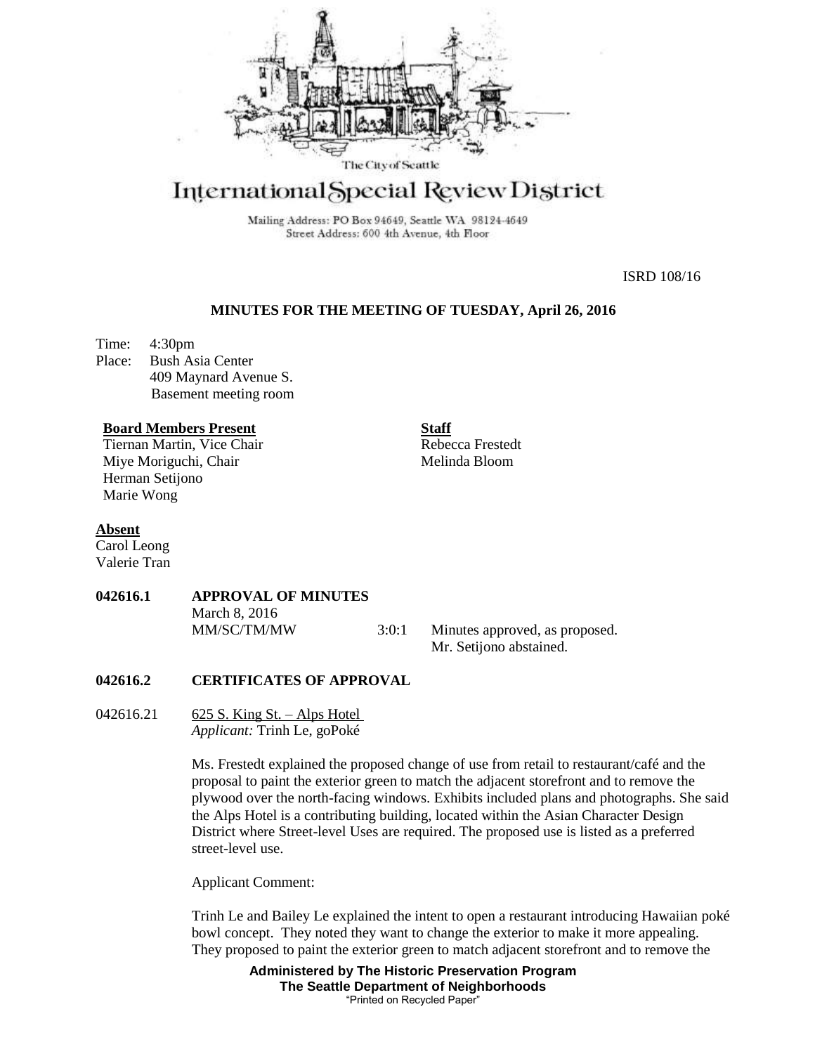The City of Seattle

# International Special Review District

Mailing Address: PO Box 94649, Seattle WA 98124-4649
Street Address: 600 4th Avenue, 4th Floor

ISRD 108/16

## MINUTES FOR THE MEETING OF TUESDAY, April 26, 2016

Time: 4:30pm
Place: Bush Asia Center
409 Maynard Avenue S.
Basement meeting room

**Board Members Present**
Tiernan Martin, Vice Chair
Miye Moriguchi, Chair
Herman Setijono
Marie Wong

**Staff**
Rebecca Frestedt
Melinda Bloom

**Absent**
Carol Leong
Valerie Tran

**042616.1 APPROVAL OF MINUTES**

March 8, 2016
MM/SC/TM/MW 3:0:1 Minutes approved, as proposed.
Mr. Setijono abstained.

**042616.2 CERTIFICATES OF APPROVAL**

042616.21 625 S. King St. – Alps Hotel
*Applicant:* Trinh Le, goPoké

Ms. Frestedt explained the proposed change of use from retail to restaurant/café and the proposal to paint the exterior green to match the adjacent storefront and to remove the plywood over the north-facing windows. Exhibits included plans and photographs. She said the Alps Hotel is a contributing building, located within the Asian Character Design District where Street-level Uses are required. The proposed use is listed as a preferred street-level use.

Applicant Comment:

Trinh Le and Bailey Le explained the intent to open a restaurant introducing Hawaiian poké bowl concept. They noted they want to change the exterior to make it more appealing. They proposed to paint the exterior green to match adjacent storefront and to remove the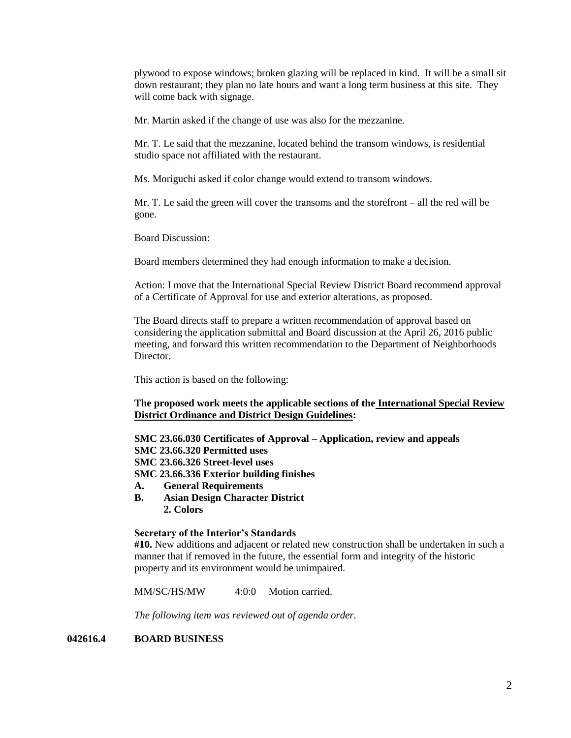plywood to expose windows; broken glazing will be replaced in kind. It will be a small sit down restaurant; they plan no late hours and want a long term business at this site. They will come back with signage.

Mr. Martin asked if the change of use was also for the mezzanine.

Mr. T. Le said that the mezzanine, located behind the transom windows, is residential studio space not affiliated with the restaurant.

Ms. Moriguchi asked if color change would extend to transom windows.

Mr. T. Le said the green will cover the transoms and the storefront – all the red will be gone.

Board Discussion:

Board members determined they had enough information to make a decision.

Action: I move that the International Special Review District Board recommend approval of a Certificate of Approval for use and exterior alterations, as proposed.

The Board directs staff to prepare a written recommendation of approval based on considering the application submittal and Board discussion at the April 26, 2016 public meeting, and forward this written recommendation to the Department of Neighborhoods Director.

This action is based on the following:

**The proposed work meets the applicable sections of the <u>International Special Review District Ordinance and District Design Guidelines</u>:**

**SMC 23.66.030 Certificates of Approval – Application, review and appeals**
**SMC 23.66.320 Permitted uses**
**SMC 23.66.326 Street-level uses**
**SMC 23.66.336 Exterior building finishes**
**A. General Requirements**
**B. Asian Design Character District**
**2. Colors**

**Secretary of the Interior's Standards**
**#10.** New additions and adjacent or related new construction shall be undertaken in such a manner that if removed in the future, the essential form and integrity of the historic property and its environment would be unimpaired.

MM/SC/HS/MW 4:0:0 Motion carried.

*The following item was reviewed out of agenda order.*

**042616.4 BOARD BUSINESS**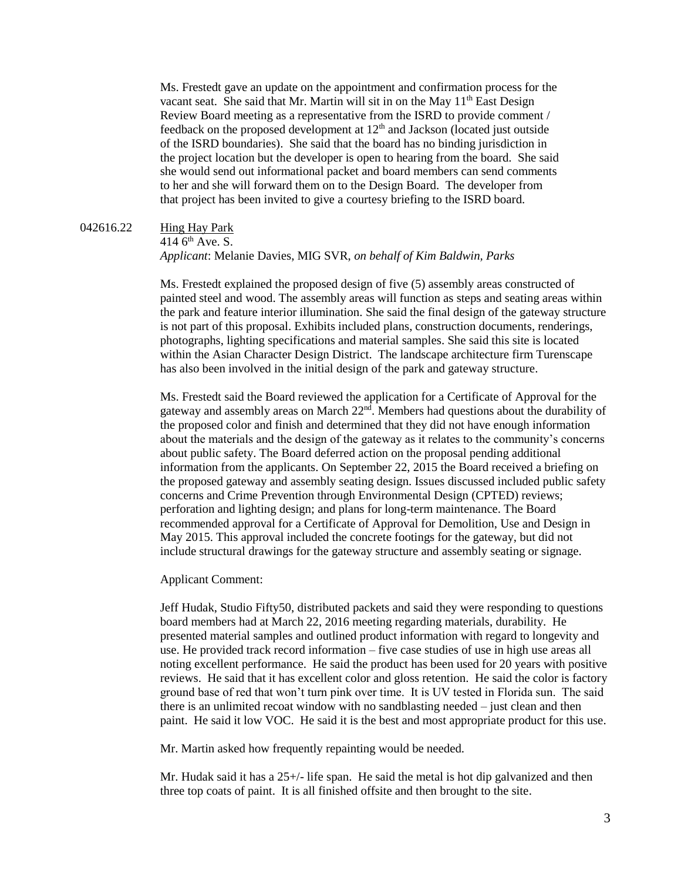Ms. Frestedt gave an update on the appointment and confirmation process for the vacant seat. She said that Mr. Martin will sit in on the May 11th East Design Review Board meeting as a representative from the ISRD to provide comment / feedback on the proposed development at 12th and Jackson (located just outside of the ISRD boundaries). She said that the board has no binding jurisdiction in the project location but the developer is open to hearing from the board. She said she would send out informational packet and board members can send comments to her and she will forward them on to the Design Board. The developer from that project has been invited to give a courtesy briefing to the ISRD board.

042616.22 Hing Hay Park
414 6th Ave. S.
*Applicant*: Melanie Davies, MIG SVR, *on behalf of Kim Baldwin, Parks*

Ms. Frestedt explained the proposed design of five (5) assembly areas constructed of painted steel and wood. The assembly areas will function as steps and seating areas within the park and feature interior illumination. She said the final design of the gateway structure is not part of this proposal. Exhibits included plans, construction documents, renderings, photographs, lighting specifications and material samples. She said this site is located within the Asian Character Design District. The landscape architecture firm Turenscape has also been involved in the initial design of the park and gateway structure.

Ms. Frestedt said the Board reviewed the application for a Certificate of Approval for the gateway and assembly areas on March 22nd. Members had questions about the durability of the proposed color and finish and determined that they did not have enough information about the materials and the design of the gateway as it relates to the community's concerns about public safety. The Board deferred action on the proposal pending additional information from the applicants. On September 22, 2015 the Board received a briefing on the proposed gateway and assembly seating design. Issues discussed included public safety concerns and Crime Prevention through Environmental Design (CPTED) reviews; perforation and lighting design; and plans for long-term maintenance. The Board recommended approval for a Certificate of Approval for Demolition, Use and Design in May 2015. This approval included the concrete footings for the gateway, but did not include structural drawings for the gateway structure and assembly seating or signage.

Applicant Comment:

Jeff Hudak, Studio Fifty50, distributed packets and said they were responding to questions board members had at March 22, 2016 meeting regarding materials, durability. He presented material samples and outlined product information with regard to longevity and use. He provided track record information – five case studies of use in high use areas all noting excellent performance. He said the product has been used for 20 years with positive reviews. He said that it has excellent color and gloss retention. He said the color is factory ground base of red that won't turn pink over time. It is UV tested in Florida sun. The said there is an unlimited recoat window with no sandblasting needed – just clean and then paint. He said it low VOC. He said it is the best and most appropriate product for this use.

Mr. Martin asked how frequently repainting would be needed.

Mr. Hudak said it has a 25+/- life span. He said the metal is hot dip galvanized and then three top coats of paint. It is all finished offsite and then brought to the site.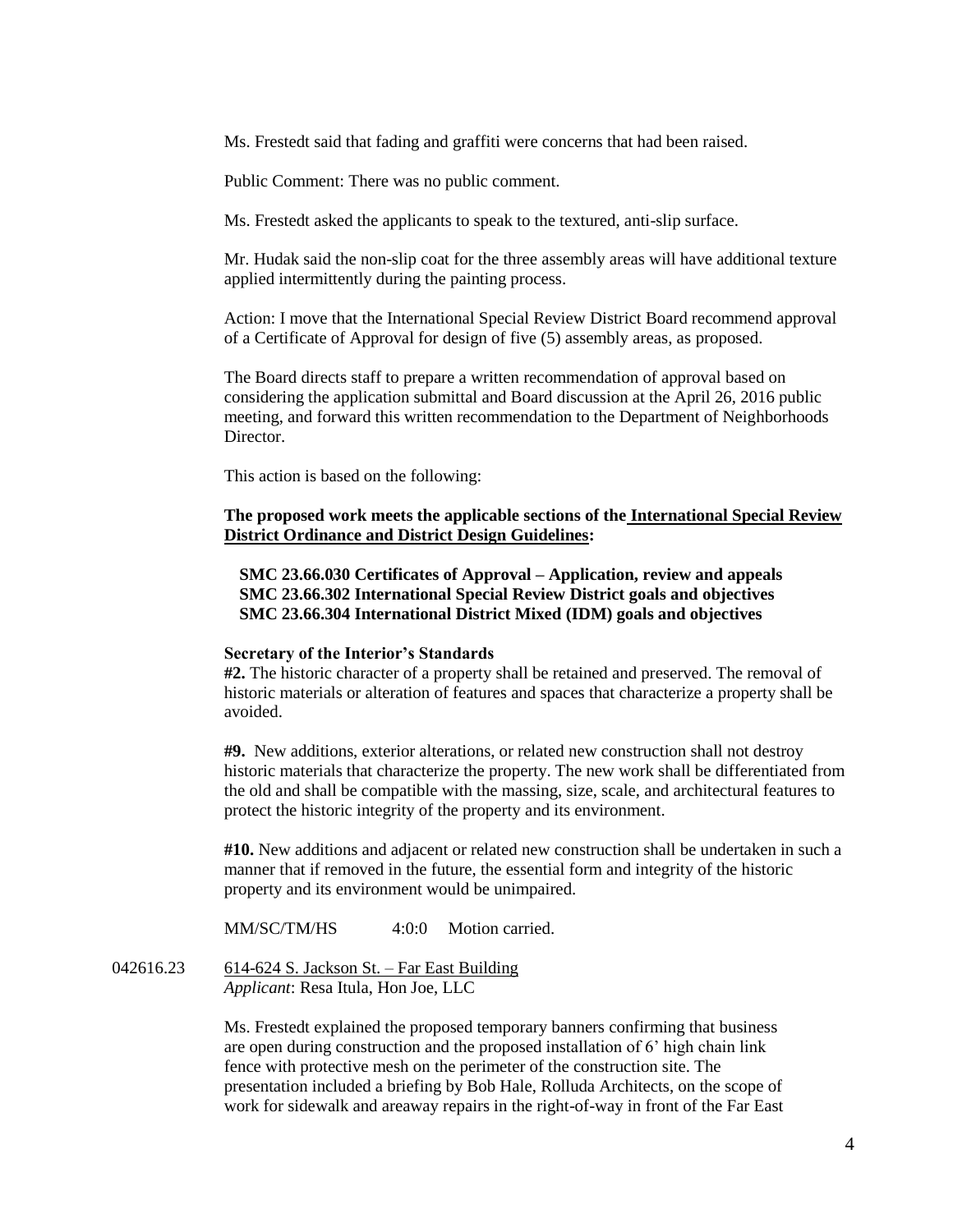Ms. Frestedt said that fading and graffiti were concerns that had been raised.

Public Comment: There was no public comment.

Ms. Frestedt asked the applicants to speak to the textured, anti-slip surface.

Mr. Hudak said the non-slip coat for the three assembly areas will have additional texture applied intermittently during the painting process.

Action: I move that the International Special Review District Board recommend approval of a Certificate of Approval for design of five (5) assembly areas, as proposed.

The Board directs staff to prepare a written recommendation of approval based on considering the application submittal and Board discussion at the April 26, 2016 public meeting, and forward this written recommendation to the Department of Neighborhoods Director.

This action is based on the following:

**The proposed work meets the applicable sections of the International Special Review District Ordinance and District Design Guidelines:**

**SMC 23.66.030 Certificates of Approval – Application, review and appeals**
**SMC 23.66.302 International Special Review District goals and objectives**
**SMC 23.66.304 International District Mixed (IDM) goals and objectives**

**Secretary of the Interior's Standards**

**#2.** The historic character of a property shall be retained and preserved. The removal of historic materials or alteration of features and spaces that characterize a property shall be avoided.

**#9.** New additions, exterior alterations, or related new construction shall not destroy historic materials that characterize the property. The new work shall be differentiated from the old and shall be compatible with the massing, size, scale, and architectural features to protect the historic integrity of the property and its environment.

**#10.** New additions and adjacent or related new construction shall be undertaken in such a manner that if removed in the future, the essential form and integrity of the historic property and its environment would be unimpaired.

MM/SC/TM/HS 4:0:0 Motion carried.

042616.23 614-624 S. Jackson St. – Far East Building
*Applicant*: Resa Itula, Hon Joe, LLC

Ms. Frestedt explained the proposed temporary banners confirming that business are open during construction and the proposed installation of 6' high chain link fence with protective mesh on the perimeter of the construction site. The presentation included a briefing by Bob Hale, Rolluda Architects, on the scope of work for sidewalk and areaway repairs in the right-of-way in front of the Far East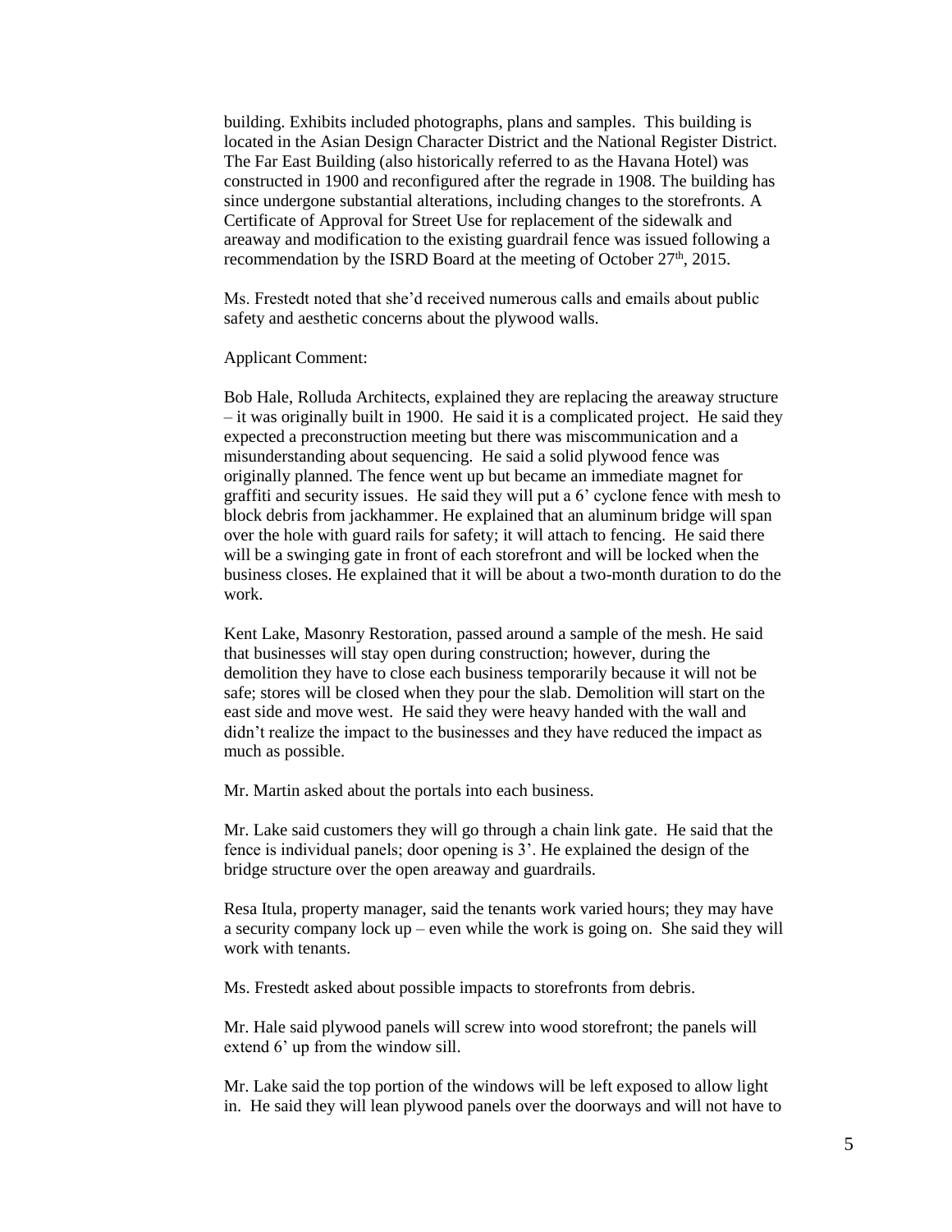building. Exhibits included photographs, plans and samples. This building is located in the Asian Design Character District and the National Register District. The Far East Building (also historically referred to as the Havana Hotel) was constructed in 1900 and reconfigured after the regrade in 1908. The building has since undergone substantial alterations, including changes to the storefronts. A Certificate of Approval for Street Use for replacement of the sidewalk and areaway and modification to the existing guardrail fence was issued following a recommendation by the ISRD Board at the meeting of October 27th, 2015.

Ms. Frestedt noted that she'd received numerous calls and emails about public safety and aesthetic concerns about the plywood walls.

Applicant Comment:

Bob Hale, Rolluda Architects, explained they are replacing the areaway structure – it was originally built in 1900. He said it is a complicated project. He said they expected a preconstruction meeting but there was miscommunication and a misunderstanding about sequencing. He said a solid plywood fence was originally planned. The fence went up but became an immediate magnet for graffiti and security issues. He said they will put a 6' cyclone fence with mesh to block debris from jackhammer. He explained that an aluminum bridge will span over the hole with guard rails for safety; it will attach to fencing. He said there will be a swinging gate in front of each storefront and will be locked when the business closes. He explained that it will be about a two-month duration to do the work.

Kent Lake, Masonry Restoration, passed around a sample of the mesh. He said that businesses will stay open during construction; however, during the demolition they have to close each business temporarily because it will not be safe; stores will be closed when they pour the slab. Demolition will start on the east side and move west. He said they were heavy handed with the wall and didn't realize the impact to the businesses and they have reduced the impact as much as possible.

Mr. Martin asked about the portals into each business.

Mr. Lake said customers they will go through a chain link gate. He said that the fence is individual panels; door opening is 3'. He explained the design of the bridge structure over the open areaway and guardrails.

Resa Itula, property manager, said the tenants work varied hours; they may have a security company lock up – even while the work is going on. She said they will work with tenants.

Ms. Frestedt asked about possible impacts to storefronts from debris.

Mr. Hale said plywood panels will screw into wood storefront; the panels will extend 6' up from the window sill.

Mr. Lake said the top portion of the windows will be left exposed to allow light in. He said they will lean plywood panels over the doorways and will not have to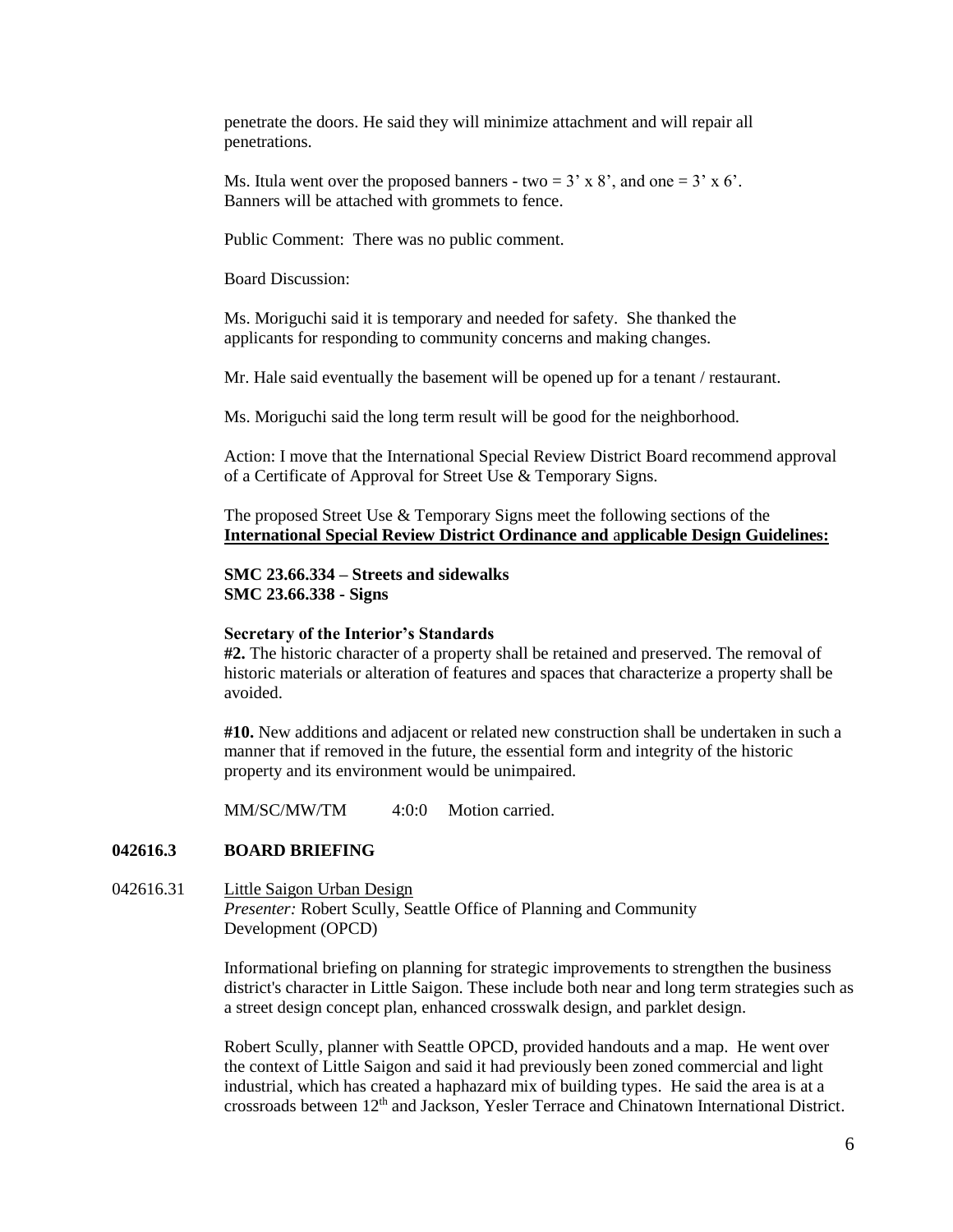penetrate the doors. He said they will minimize attachment and will repair all penetrations.

Ms. Itula went over the proposed banners - two = 3' x 8', and one = 3' x 6'. Banners will be attached with grommets to fence.

Public Comment: There was no public comment.

Board Discussion:

Ms. Moriguchi said it is temporary and needed for safety. She thanked the applicants for responding to community concerns and making changes.

Mr. Hale said eventually the basement will be opened up for a tenant / restaurant.

Ms. Moriguchi said the long term result will be good for the neighborhood.

Action: I move that the International Special Review District Board recommend approval of a Certificate of Approval for Street Use & Temporary Signs.

The proposed Street Use & Temporary Signs meet the following sections of the **International Special Review District Ordinance and applicable Design Guidelines:**

**SMC 23.66.334 – Streets and sidewalks**
**SMC 23.66.338 - Signs**

**Secretary of the Interior's Standards**
**#2.** The historic character of a property shall be retained and preserved. The removal of historic materials or alteration of features and spaces that characterize a property shall be avoided.

**#10.** New additions and adjacent or related new construction shall be undertaken in such a manner that if removed in the future, the essential form and integrity of the historic property and its environment would be unimpaired.

MM/SC/MW/TM 4:0:0 Motion carried.

## 042616.3 BOARD BRIEFING

042616.31 Little Saigon Urban Design
*Presenter:* Robert Scully, Seattle Office of Planning and Community Development (OPCD)

Informational briefing on planning for strategic improvements to strengthen the business district's character in Little Saigon. These include both near and long term strategies such as a street design concept plan, enhanced crosswalk design, and parklet design.

Robert Scully, planner with Seattle OPCD, provided handouts and a map. He went over the context of Little Saigon and said it had previously been zoned commercial and light industrial, which has created a haphazard mix of building types. He said the area is at a crossroads between 12th and Jackson, Yesler Terrace and Chinatown International District.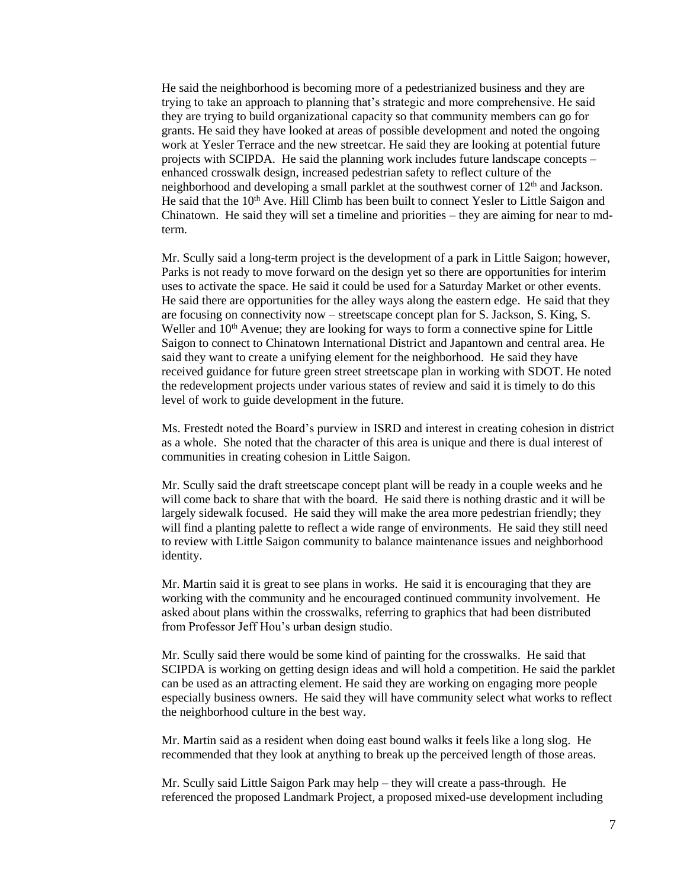He said the neighborhood is becoming more of a pedestrianized business and they are trying to take an approach to planning that's strategic and more comprehensive. He said they are trying to build organizational capacity so that community members can go for grants. He said they have looked at areas of possible development and noted the ongoing work at Yesler Terrace and the new streetcar. He said they are looking at potential future projects with SCIPDA. He said the planning work includes future landscape concepts – enhanced crosswalk design, increased pedestrian safety to reflect culture of the neighborhood and developing a small parklet at the southwest corner of 12th and Jackson. He said that the 10th Ave. Hill Climb has been built to connect Yesler to Little Saigon and Chinatown. He said they will set a timeline and priorities – they are aiming for near to md-term.

Mr. Scully said a long-term project is the development of a park in Little Saigon; however, Parks is not ready to move forward on the design yet so there are opportunities for interim uses to activate the space. He said it could be used for a Saturday Market or other events. He said there are opportunities for the alley ways along the eastern edge. He said that they are focusing on connectivity now – streetscape concept plan for S. Jackson, S. King, S. Weller and 10th Avenue; they are looking for ways to form a connective spine for Little Saigon to connect to Chinatown International District and Japantown and central area. He said they want to create a unifying element for the neighborhood. He said they have received guidance for future green street streetscape plan in working with SDOT. He noted the redevelopment projects under various states of review and said it is timely to do this level of work to guide development in the future.

Ms. Frestedt noted the Board's purview in ISRD and interest in creating cohesion in district as a whole. She noted that the character of this area is unique and there is dual interest of communities in creating cohesion in Little Saigon.

Mr. Scully said the draft streetscape concept plant will be ready in a couple weeks and he will come back to share that with the board. He said there is nothing drastic and it will be largely sidewalk focused. He said they will make the area more pedestrian friendly; they will find a planting palette to reflect a wide range of environments. He said they still need to review with Little Saigon community to balance maintenance issues and neighborhood identity.

Mr. Martin said it is great to see plans in works. He said it is encouraging that they are working with the community and he encouraged continued community involvement. He asked about plans within the crosswalks, referring to graphics that had been distributed from Professor Jeff Hou's urban design studio.

Mr. Scully said there would be some kind of painting for the crosswalks. He said that SCIPDA is working on getting design ideas and will hold a competition. He said the parklet can be used as an attracting element. He said they are working on engaging more people especially business owners. He said they will have community select what works to reflect the neighborhood culture in the best way.

Mr. Martin said as a resident when doing east bound walks it feels like a long slog. He recommended that they look at anything to break up the perceived length of those areas.

Mr. Scully said Little Saigon Park may help – they will create a pass-through. He referenced the proposed Landmark Project, a proposed mixed-use development including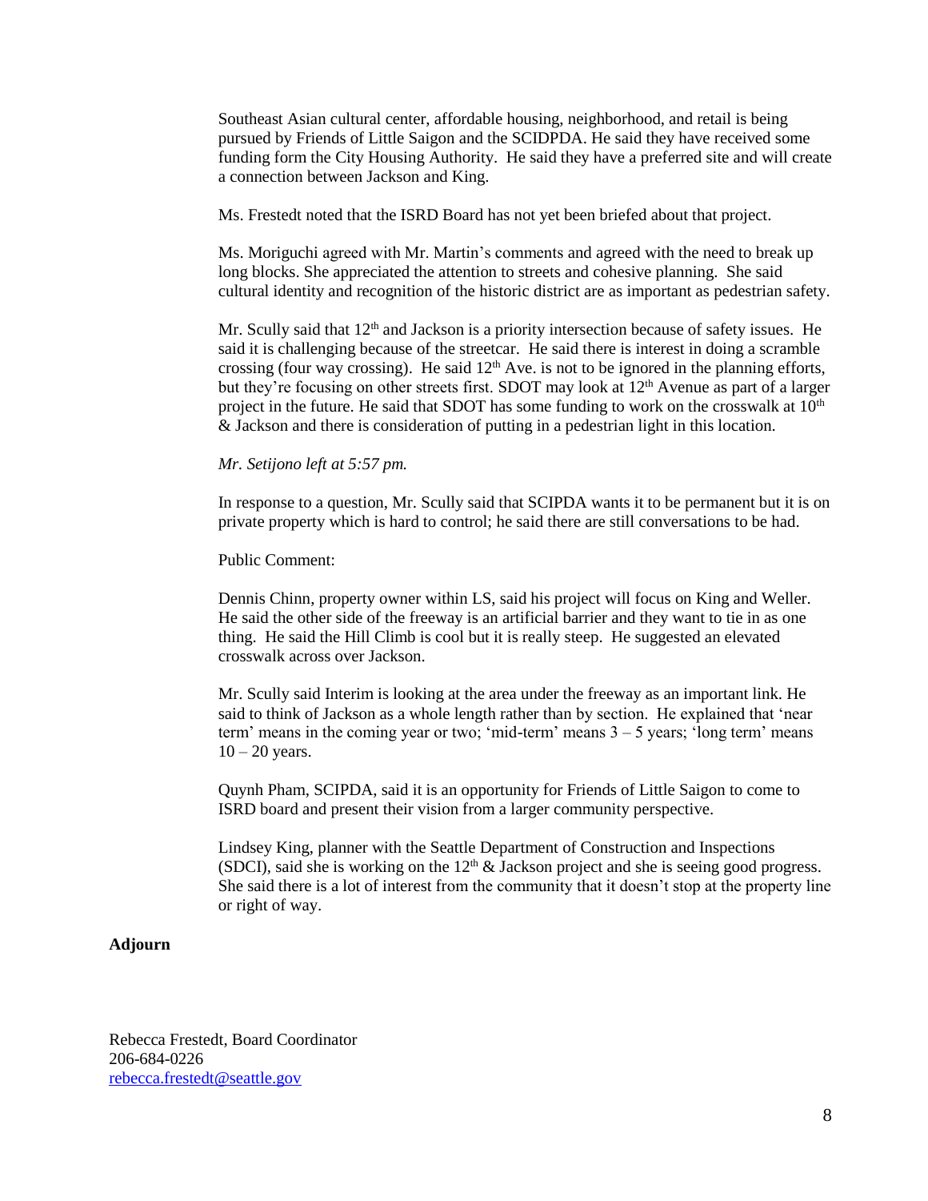Southeast Asian cultural center, affordable housing, neighborhood, and retail is being pursued by Friends of Little Saigon and the SCIDPDA. He said they have received some funding form the City Housing Authority. He said they have a preferred site and will create a connection between Jackson and King.

Ms. Frestedt noted that the ISRD Board has not yet been briefed about that project.

Ms. Moriguchi agreed with Mr. Martin's comments and agreed with the need to break up long blocks. She appreciated the attention to streets and cohesive planning. She said cultural identity and recognition of the historic district are as important as pedestrian safety.

Mr. Scully said that 12th and Jackson is a priority intersection because of safety issues. He said it is challenging because of the streetcar. He said there is interest in doing a scramble crossing (four way crossing). He said 12th Ave. is not to be ignored in the planning efforts, but they're focusing on other streets first. SDOT may look at 12th Avenue as part of a larger project in the future. He said that SDOT has some funding to work on the crosswalk at 10th & Jackson and there is consideration of putting in a pedestrian light in this location.

*Mr. Setijono left at 5:57 pm.*

In response to a question, Mr. Scully said that SCIPDA wants it to be permanent but it is on private property which is hard to control; he said there are still conversations to be had.

Public Comment:

Dennis Chinn, property owner within LS, said his project will focus on King and Weller. He said the other side of the freeway is an artificial barrier and they want to tie in as one thing. He said the Hill Climb is cool but it is really steep. He suggested an elevated crosswalk across over Jackson.

Mr. Scully said Interim is looking at the area under the freeway as an important link. He said to think of Jackson as a whole length rather than by section. He explained that 'near term' means in the coming year or two; 'mid-term' means 3 – 5 years; 'long term' means 10 – 20 years.

Quynh Pham, SCIPDA, said it is an opportunity for Friends of Little Saigon to come to ISRD board and present their vision from a larger community perspective.

Lindsey King, planner with the Seattle Department of Construction and Inspections (SDCI), said she is working on the 12th & Jackson project and she is seeing good progress. She said there is a lot of interest from the community that it doesn't stop at the property line or right of way.

**Adjourn**

Rebecca Frestedt, Board Coordinator
206-684-0226
rebecca.frestedt@seattle.gov